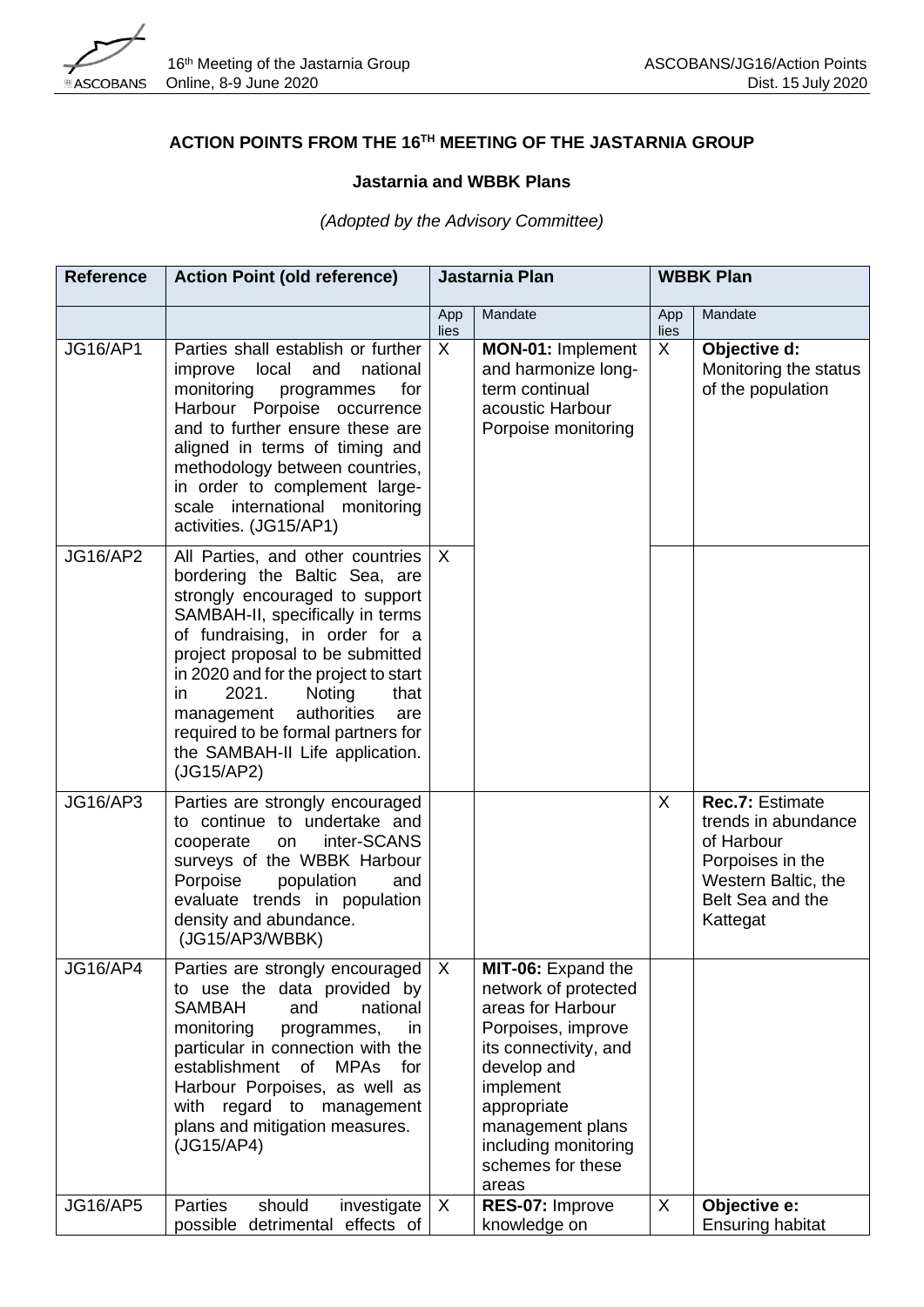## ACTION POINTS FROM THE 16TH MEETING OF THE JASTARNIA GROUP

### Jastarnia and WBBK Plans

*(Adopted by the Advisory Committee)*

| Reference | Action Point (old reference) | Jastarnia Plan | | WBBK Plan | |
|---|---|---|---|---|---|
| | | Applies | Mandate | Applies | Mandate |
| JG16/AP1 | Parties shall establish or further improve local and national monitoring programmes for Harbour Porpoise occurrence and to further ensure these are aligned in terms of timing and methodology between countries, in order to complement large-scale international monitoring activities. (JG15/AP1) | X | **MON-01:** Implement and harmonize long-term continual acoustic Harbour Porpoise monitoring | X | **Objective d:** Monitoring the status of the population |
| JG16/AP2 | All Parties, and other countries bordering the Baltic Sea, are strongly encouraged to support SAMBAH-II, specifically in terms of fundraising, in order for a project proposal to be submitted in 2020 and for the project to start in 2021. Noting that management authorities are required to be formal partners for the SAMBAH-II Life application. (JG15/AP2) | X | | | |
| JG16/AP3 | Parties are strongly encouraged to continue to undertake and cooperate on inter-SCANS surveys of the WBBK Harbour Porpoise population and evaluate trends in population density and abundance. (JG15/AP3/WBBK) | | | X | **Rec.7:** Estimate trends in abundance of Harbour Porpoises in the Western Baltic, the Belt Sea and the Kattegat |
| JG16/AP4 | Parties are strongly encouraged to use the data provided by SAMBAH and national monitoring programmes, in particular in connection with the establishment of MPAs for Harbour Porpoises, as well as with regard to management plans and mitigation measures. (JG15/AP4) | X | **MIT-06:** Expand the network of protected areas for Harbour Porpoises, improve its connectivity, and develop and implement appropriate management plans including monitoring schemes for these areas | | |
| JG16/AP5 | Parties should investigate possible detrimental effects of | X | **RES-07:** Improve knowledge on | X | **Objective e:** Ensuring habitat |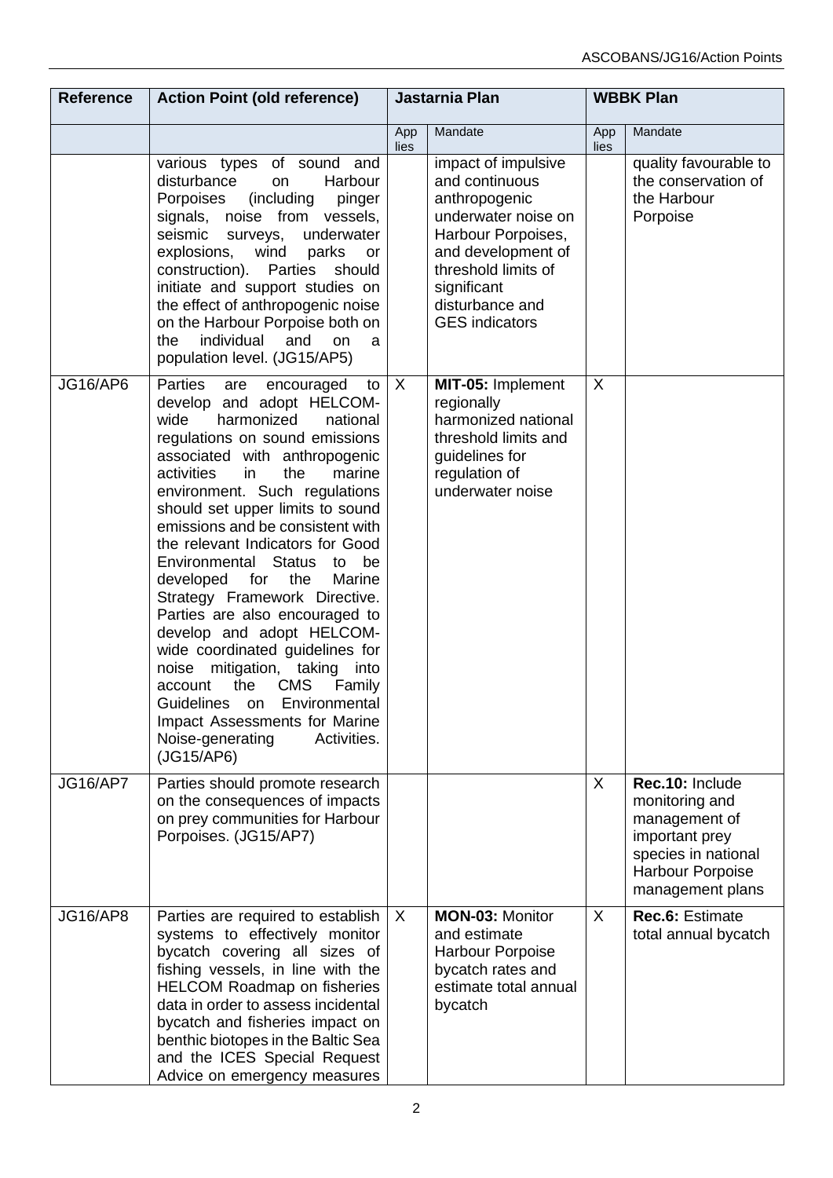| Reference | Action Point (old reference) | Jastarnia Plan | | WBBK Plan | |
|---|---|---|---|---|---|
| | | Applies | Mandate | Applies | Mandate |
| | various types of sound and disturbance on Harbour Porpoises (including pinger signals, noise from vessels, seismic surveys, underwater explosions, wind parks or construction). Parties should initiate and support studies on the effect of anthropogenic noise on the Harbour Porpoise both on the individual and on a population level. (JG15/AP5) | | impact of impulsive and continuous anthropogenic underwater noise on Harbour Porpoises, and development of threshold limits of significant disturbance and GES indicators | | quality favourable to the conservation of the Harbour Porpoise |
| JG16/AP6 | Parties are encouraged to develop and adopt HELCOM-wide harmonized national regulations on sound emissions associated with anthropogenic activities in the marine environment. Such regulations should set upper limits to sound emissions and be consistent with the relevant Indicators for Good Environmental Status to be developed for the Marine Strategy Framework Directive. Parties are also encouraged to develop and adopt HELCOM-wide coordinated guidelines for noise mitigation, taking into account the CMS Family Guidelines on Environmental Impact Assessments for Marine Noise-generating Activities. (JG15/AP6) | X | **MIT-05:** Implement regionally harmonized national threshold limits and guidelines for regulation of underwater noise | X | |
| JG16/AP7 | Parties should promote research on the consequences of impacts on prey communities for Harbour Porpoises. (JG15/AP7) | | | X | **Rec.10:** Include monitoring and management of important prey species in national Harbour Porpoise management plans |
| JG16/AP8 | Parties are required to establish systems to effectively monitor bycatch covering all sizes of fishing vessels, in line with the HELCOM Roadmap on fisheries data in order to assess incidental bycatch and fisheries impact on benthic biotopes in the Baltic Sea and the ICES Special Request Advice on emergency measures | X | **MON-03:** Monitor and estimate Harbour Porpoise bycatch rates and estimate total annual bycatch | X | **Rec.6:** Estimate total annual bycatch |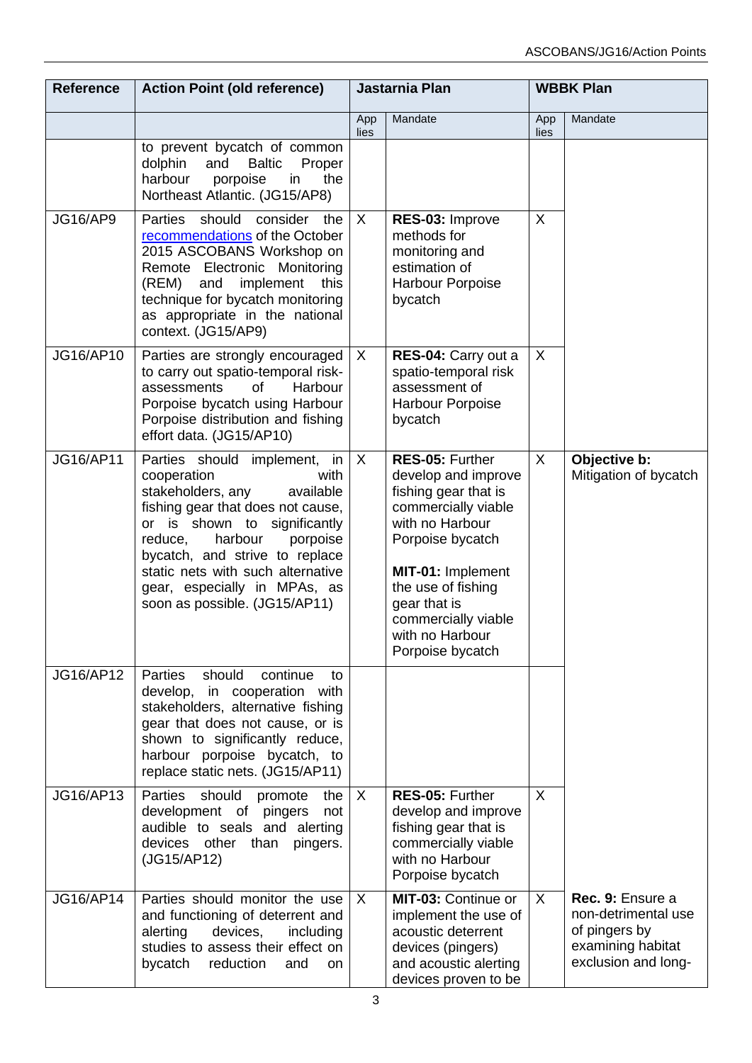| Reference | Action Point (old reference) | Jastarnia Plan | | WBBK Plan | |
|---|---|---|---|---|---|
| | | App lies | Mandate | App lies | Mandate |
| | to prevent bycatch of common dolphin and Baltic Proper harbour porpoise in the Northeast Atlantic. (JG15/AP8) | | | | |
| JG16/AP9 | Parties should consider the recommendations of the October 2015 ASCOBANS Workshop on Remote Electronic Monitoring (REM) and implement this technique for bycatch monitoring as appropriate in the national context. (JG15/AP9) | X | **RES-03:** Improve methods for monitoring and estimation of Harbour Porpoise bycatch | X | |
| JG16/AP10 | Parties are strongly encouraged to carry out spatio-temporal risk-assessments of Harbour Porpoise bycatch using Harbour Porpoise distribution and fishing effort data. (JG15/AP10) | X | **RES-04:** Carry out a spatio-temporal risk assessment of Harbour Porpoise bycatch | X | |
| JG16/AP11 | Parties should implement, in cooperation with stakeholders, any available fishing gear that does not cause, or is shown to significantly reduce, harbour porpoise bycatch, and strive to replace static nets with such alternative gear, especially in MPAs, as soon as possible. (JG15/AP11) | X | **RES-05:** Further develop and improve fishing gear that is commercially viable with no Harbour Porpoise bycatch<br><br>**MIT-01:** Implement the use of fishing gear that is commercially viable with no Harbour Porpoise bycatch | X | **Objective b:** Mitigation of bycatch |
| JG16/AP12 | Parties should continue to develop, in cooperation with stakeholders, alternative fishing gear that does not cause, or is shown to significantly reduce, harbour porpoise bycatch, to replace static nets. (JG15/AP11) | | | | |
| JG16/AP13 | Parties should promote the development of pingers not audible to seals and alerting devices other than pingers. (JG15/AP12) | X | **RES-05:** Further develop and improve fishing gear that is commercially viable with no Harbour Porpoise bycatch | X | |
| JG16/AP14 | Parties should monitor the use and functioning of deterrent and alerting devices, including studies to assess their effect on bycatch reduction and on | X | **MIT-03:** Continue or implement the use of acoustic deterrent devices (pingers) and acoustic alerting devices proven to be | X | **Rec. 9:** Ensure a non-detrimental use of pingers by examining habitat exclusion and long- |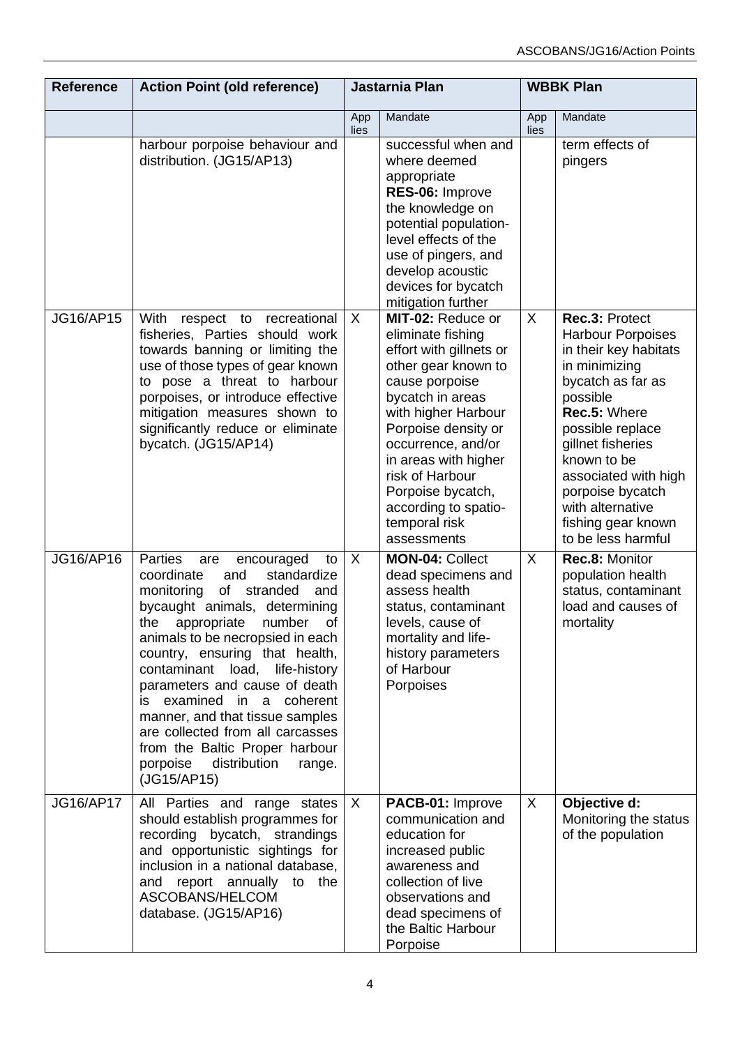| Reference | Action Point (old reference) | Jastarnia Plan | | WBBK Plan | |
|---|---|---|---|---|---|
| | | Applies | Mandate | Applies | Mandate |
| | harbour porpoise behaviour and distribution. (JG15/AP13) | | successful when and where deemed appropriate **RES-06:** Improve the knowledge on potential population-level effects of the use of pingers, and develop acoustic devices for bycatch mitigation further | | term effects of pingers |
| JG16/AP15 | With respect to recreational fisheries, Parties should work towards banning or limiting the use of those types of gear known to pose a threat to harbour porpoises, or introduce effective mitigation measures shown to significantly reduce or eliminate bycatch. (JG15/AP14) | X | **MIT-02:** Reduce or eliminate fishing effort with gillnets or other gear known to cause porpoise bycatch in areas with higher Harbour Porpoise density or occurrence, and/or in areas with higher risk of Harbour Porpoise bycatch, according to spatio-temporal risk assessments | X | **Rec.3:** Protect Harbour Porpoises in their key habitats in minimizing bycatch as far as possible **Rec.5:** Where possible replace gillnet fisheries known to be associated with high porpoise bycatch with alternative fishing gear known to be less harmful |
| JG16/AP16 | Parties are encouraged to coordinate and standardize monitoring of stranded and bycaught animals, determining the appropriate number of animals to be necropsied in each country, ensuring that health, contaminant load, life-history parameters and cause of death is examined in a coherent manner, and that tissue samples are collected from all carcasses from the Baltic Proper harbour porpoise distribution range. (JG15/AP15) | X | **MON-04:** Collect dead specimens and assess health status, contaminant levels, cause of mortality and life-history parameters of Harbour Porpoises | X | **Rec.8:** Monitor population health status, contaminant load and causes of mortality |
| JG16/AP17 | All Parties and range states should establish programmes for recording bycatch, strandings and opportunistic sightings for inclusion in a national database, and report annually to the ASCOBANS/HELCOM database. (JG15/AP16) | X | **PACB-01:** Improve communication and education for increased public awareness and collection of live observations and dead specimens of the Baltic Harbour Porpoise | X | **Objective d:** Monitoring the status of the population |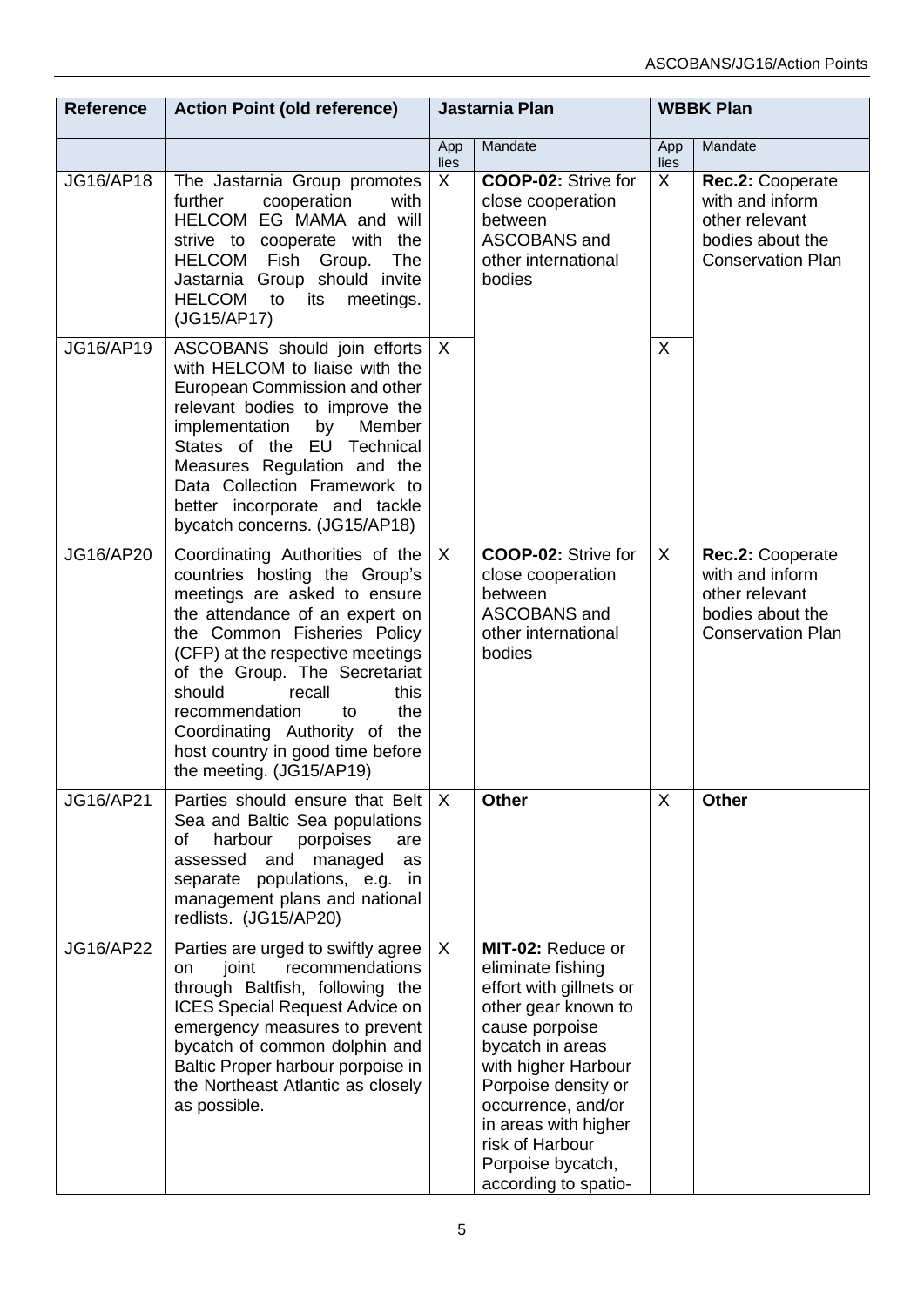| Reference | Action Point (old reference) | Jastarnia Plan | | WBBK Plan | |
|---|---|---|---|---|---|
| | | Applies | Mandate | Applies | Mandate |
| JG16/AP18 | The Jastarnia Group promotes further cooperation with HELCOM EG MAMA and will strive to cooperate with the HELCOM Fish Group. The Jastarnia Group should invite HELCOM to its meetings. (JG15/AP17) | X | **COOP-02:** Strive for close cooperation between ASCOBANS and other international bodies | X | **Rec.2:** Cooperate with and inform other relevant bodies about the Conservation Plan |
| JG16/AP19 | ASCOBANS should join efforts with HELCOM to liaise with the European Commission and other relevant bodies to improve the implementation by Member States of the EU Technical Measures Regulation and the Data Collection Framework to better incorporate and tackle bycatch concerns. (JG15/AP18) | X | | X | |
| JG16/AP20 | Coordinating Authorities of the countries hosting the Group's meetings are asked to ensure the attendance of an expert on the Common Fisheries Policy (CFP) at the respective meetings of the Group. The Secretariat should recall this recommendation to the Coordinating Authority of the host country in good time before the meeting. (JG15/AP19) | X | **COOP-02:** Strive for close cooperation between ASCOBANS and other international bodies | X | **Rec.2:** Cooperate with and inform other relevant bodies about the Conservation Plan |
| JG16/AP21 | Parties should ensure that Belt Sea and Baltic Sea populations of harbour porpoises are assessed and managed as separate populations, e.g. in management plans and national redlists. (JG15/AP20) | X | **Other** | X | **Other** |
| JG16/AP22 | Parties are urged to swiftly agree on joint recommendations through Baltfish, following the ICES Special Request Advice on emergency measures to prevent bycatch of common dolphin and Baltic Proper harbour porpoise in the Northeast Atlantic as closely as possible. | X | **MIT-02:** Reduce or eliminate fishing effort with gillnets or other gear known to cause porpoise bycatch in areas with higher Harbour Porpoise density or occurrence, and/or in areas with higher risk of Harbour Porpoise bycatch, according to spatio- | | |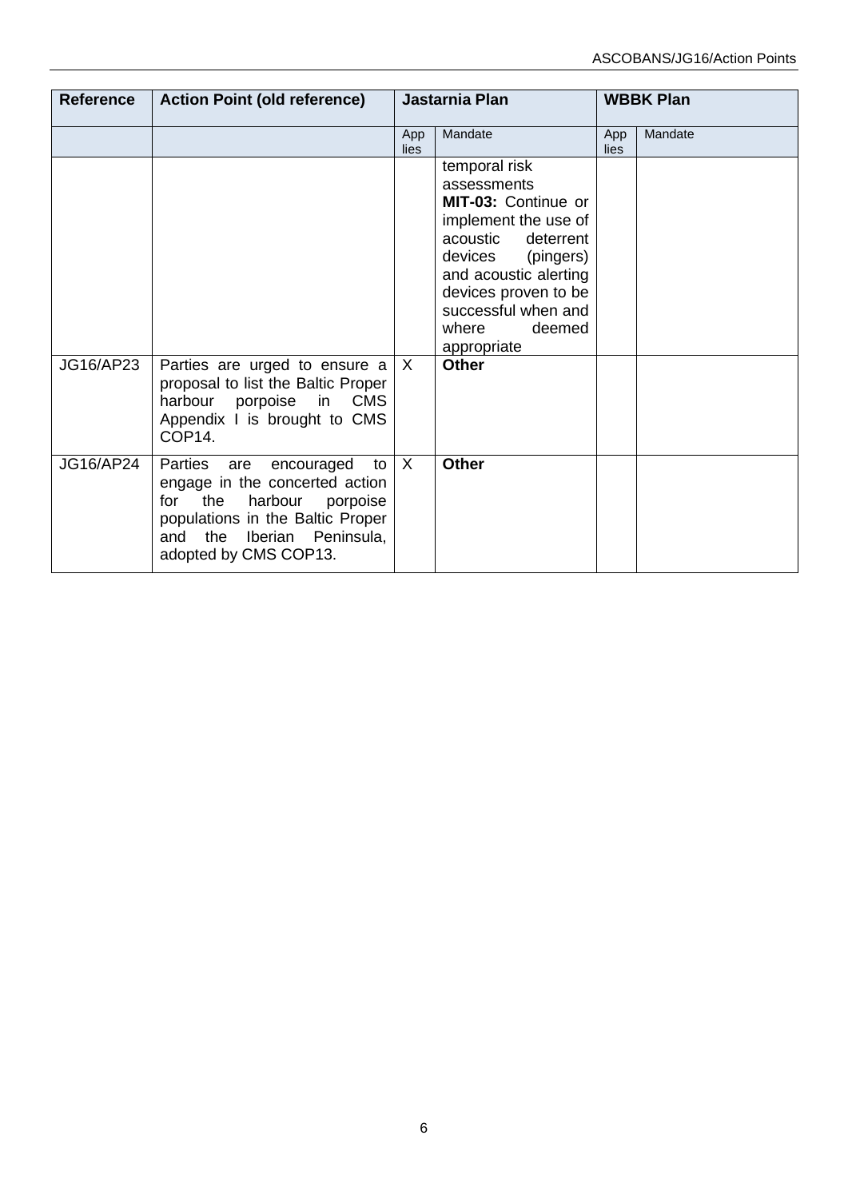| Reference | Action Point (old reference) | Jastarnia Plan | | WBBK Plan | |
|---|---|---|---|---|---|
| | | Applies | Mandate | Applies | Mandate |
| | | | temporal risk assessments **MIT-03:** Continue or implement the use of acoustic deterrent devices (pingers) and acoustic alerting devices proven to be successful when and where deemed appropriate | | |
| JG16/AP23 | Parties are urged to ensure a proposal to list the Baltic Proper harbour porpoise in CMS Appendix I is brought to CMS COP14. | X | **Other** | | |
| JG16/AP24 | Parties are encouraged to engage in the concerted action for the harbour porpoise populations in the Baltic Proper and the Iberian Peninsula, adopted by CMS COP13. | X | **Other** | | |